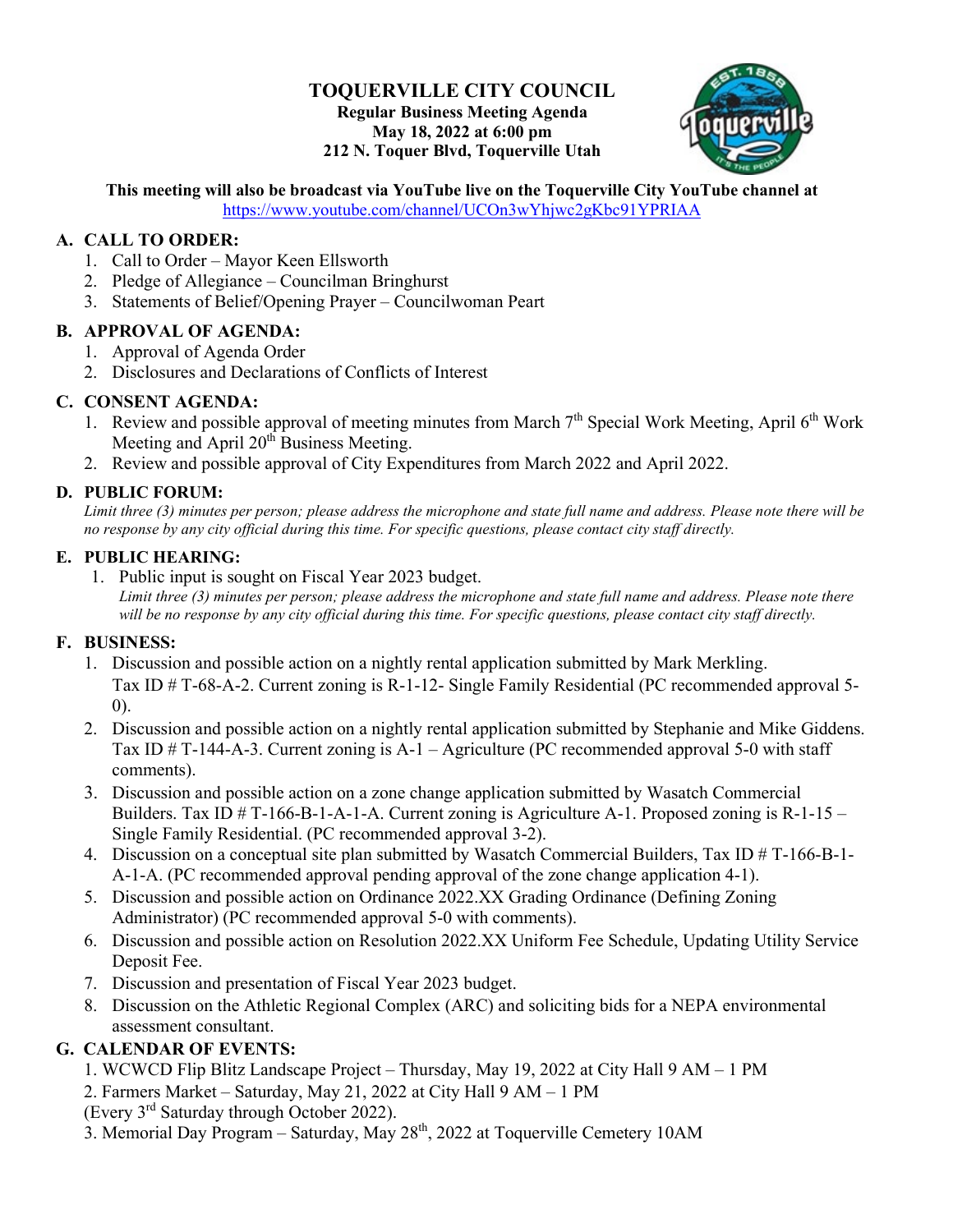# TOQUERVILLE CITY COUNCIL

**Regular Business Meeting Agenda**
**May 18, 2022 at 6:00 pm**
**212 N. Toquer Blvd, Toquerville Utah**

**This meeting will also be broadcast via YouTube live on the Toquerville City YouTube channel at** https://www.youtube.com/channel/UCOn3wYhjwc2gKbc91YPRIAA

## A. CALL TO ORDER:

1. Call to Order – Mayor Keen Ellsworth
2. Pledge of Allegiance – Councilman Bringhurst
3. Statements of Belief/Opening Prayer – Councilwoman Peart

## B. APPROVAL OF AGENDA:

1. Approval of Agenda Order
2. Disclosures and Declarations of Conflicts of Interest

## C. CONSENT AGENDA:

1. Review and possible approval of meeting minutes from March 7th Special Work Meeting, April 6th Work Meeting and April 20th Business Meeting.
2. Review and possible approval of City Expenditures from March 2022 and April 2022.

## D. PUBLIC FORUM:

*Limit three (3) minutes per person; please address the microphone and state full name and address. Please note there will be no response by any city official during this time. For specific questions, please contact city staff directly.*

## E. PUBLIC HEARING:

1. Public input is sought on Fiscal Year 2023 budget.
   *Limit three (3) minutes per person; please address the microphone and state full name and address. Please note there will be no response by any city official during this time. For specific questions, please contact city staff directly.*

## F. BUSINESS:

1. Discussion and possible action on a nightly rental application submitted by Mark Merkling. Tax ID # T-68-A-2. Current zoning is R-1-12- Single Family Residential (PC recommended approval 5-0).
2. Discussion and possible action on a nightly rental application submitted by Stephanie and Mike Giddens. Tax ID # T-144-A-3. Current zoning is A-1 – Agriculture (PC recommended approval 5-0 with staff comments).
3. Discussion and possible action on a zone change application submitted by Wasatch Commercial Builders. Tax ID # T-166-B-1-A-1-A. Current zoning is Agriculture A-1. Proposed zoning is R-1-15 – Single Family Residential. (PC recommended approval 3-2).
4. Discussion on a conceptual site plan submitted by Wasatch Commercial Builders, Tax ID # T-166-B-1-A-1-A. (PC recommended approval pending approval of the zone change application 4-1).
5. Discussion and possible action on Ordinance 2022.XX Grading Ordinance (Defining Zoning Administrator) (PC recommended approval 5-0 with comments).
6. Discussion and possible action on Resolution 2022.XX Uniform Fee Schedule, Updating Utility Service Deposit Fee.
7. Discussion and presentation of Fiscal Year 2023 budget.
8. Discussion on the Athletic Regional Complex (ARC) and soliciting bids for a NEPA environmental assessment consultant.

## G. CALENDAR OF EVENTS:

1. WCWCD Flip Blitz Landscape Project – Thursday, May 19, 2022 at City Hall 9 AM – 1 PM
2. Farmers Market – Saturday, May 21, 2022 at City Hall 9 AM – 1 PM
(Every 3rd Saturday through October 2022).
3. Memorial Day Program – Saturday, May 28th, 2022 at Toquerville Cemetery 10AM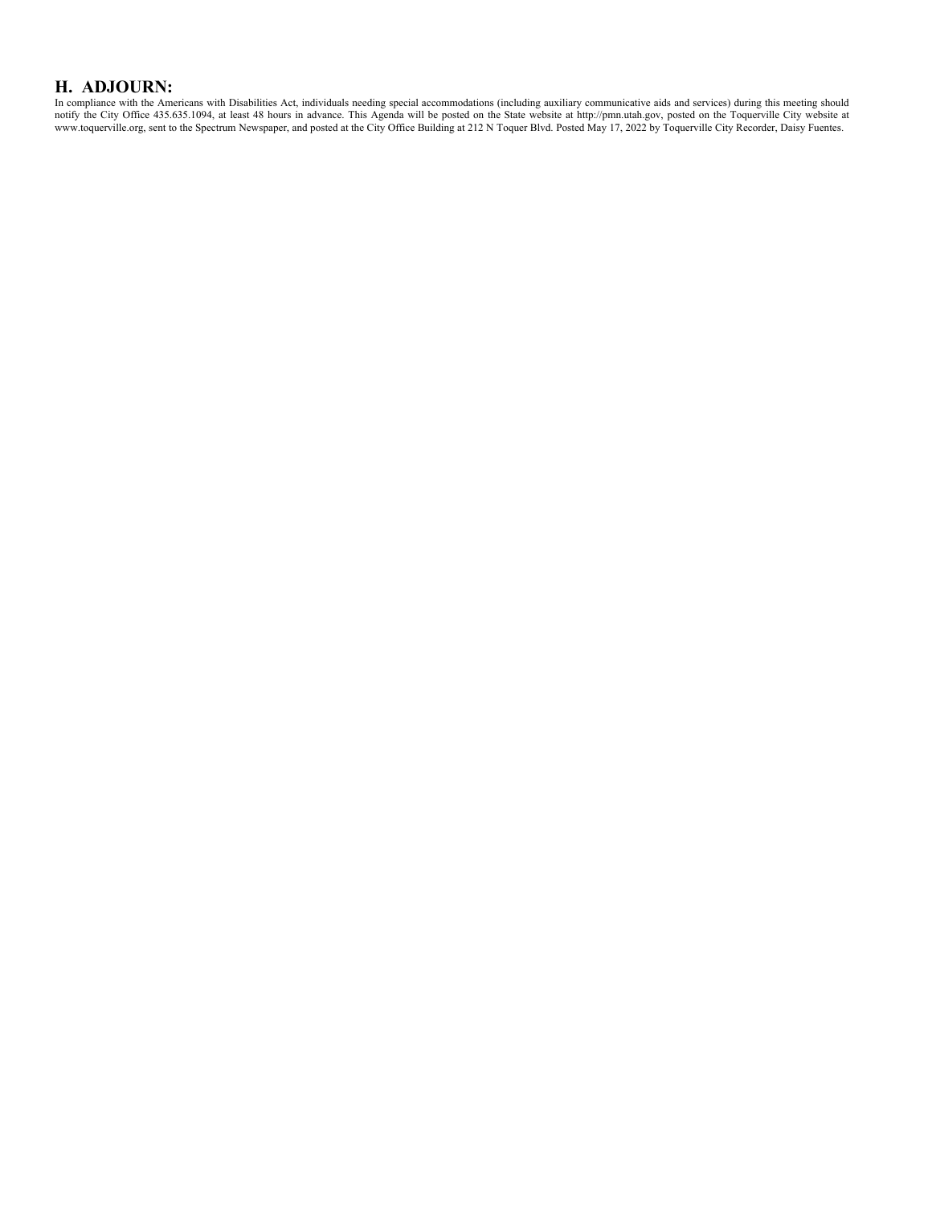## H. ADJOURN:

In compliance with the Americans with Disabilities Act, individuals needing special accommodations (including auxiliary communicative aids and services) during this meeting should notify the City Office 435.635.1094, at least 48 hours in advance. This Agenda will be posted on the State website at http://pmn.utah.gov, posted on the Toquerville City website at www.toquerville.org, sent to the Spectrum Newspaper, and posted at the City Office Building at 212 N Toquer Blvd. Posted May 17, 2022 by Toquerville City Recorder, Daisy Fuentes.